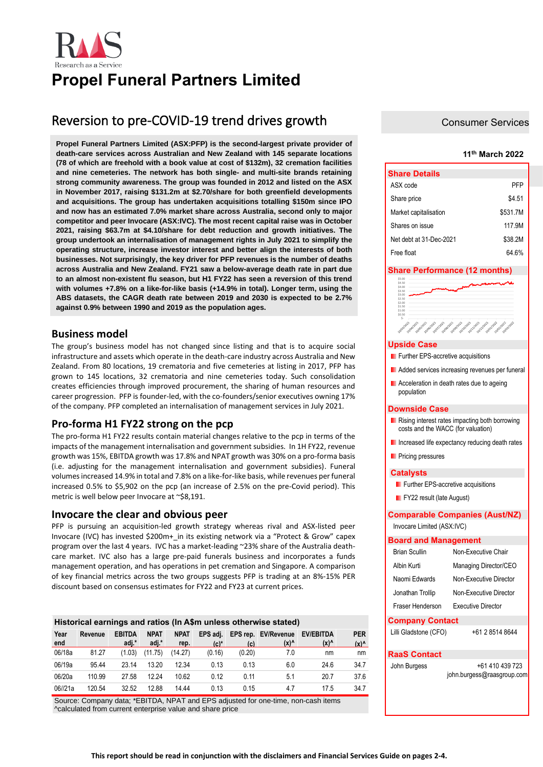# Propel Funeral Partners Limited

## Reversion to pre-COVID-19 trend drives growth

Consumer Services

11th March 2022

**Propel Funeral Partners Limited (ASX:PFP) is the second-largest private provider of death-care services across Australian and New Zealand with 145 separate locations (78 of which are freehold with a book value at cost of $132m), 32 cremation facilities and nine cemeteries. The network has both single- and multi-site brands retaining strong community awareness. The group was founded in 2012 and listed on the ASX in November 2017, raising $131.2m at $2.70/share for both greenfield developments and acquisitions. The group has undertaken acquisitions totalling $150m since IPO and now has an estimated 7.0% market share across Australia, second only to major competitor and peer Invocare (ASX:IVC). The most recent capital raise was in October 2021, raising $63.7m at $4.10/share for debt reduction and growth initiatives. The group undertook an internalisation of management rights in July 2021 to simplify the operating structure, increase investor interest and better align the interests of both businesses. Not surprisingly, the key driver for PFP revenues is the number of deaths across Australia and New Zealand. FY21 saw a below-average death rate in part due to an almost non-existent flu season, but H1 FY22 has seen a reversion of this trend with volumes +7.8% on a like-for-like basis (+14.9% in total). Longer term, using the ABS datasets, the CAGR death rate between 2019 and 2030 is expected to be 2.7% against 0.9% between 1990 and 2019 as the population ages.**

### Business model

The group's business model has not changed since listing and that is to acquire social infrastructure and assets which operate in the death-care industry across Australia and New Zealand. From 80 locations, 19 crematoria and five cemeteries at listing in 2017, PFP has grown to 145 locations, 32 crematoria and nine cemeteries today. Such consolidation creates efficiencies through improved procurement, the sharing of human resources and career progression. PFP is founder-led, with the co-founders/senior executives owning 17% of the company. PFP completed an internalisation of management services in July 2021.

### Pro-forma H1 FY22 strong on the pcp

The pro-forma H1 FY22 results contain material changes relative to the pcp in terms of the impacts of the management internalisation and government subsidies. In 1H FY22, revenue growth was 15%, EBITDA growth was 17.8% and NPAT growth was 30% on a pro-forma basis (i.e. adjusting for the management internalisation and government subsidies). Funeral volumes increased 14.9% in total and 7.8% on a like-for-like basis, while revenues per funeral increased 0.5% to $5,902 on the pcp (an increase of 2.5% on the pre-Covid period). This metric is well below peer Invocare at ~$8,191.

### Invocare the clear and obvious peer

PFP is pursuing an acquisition-led growth strategy whereas rival and ASX-listed peer Invocare (IVC) has invested $200m+_in its existing network via a "Protect & Grow" capex program over the last 4 years. IVC has a market-leading ~23% share of the Australia death-care market. IVC also has a large pre-paid funerals business and incorporates a funds management operation, and has operations in pet cremation and Singapore. A comparison of key financial metrics across the two groups suggests PFP is trading at an 8%-15% PER discount based on consensus estimates for FY22 and FY23 at current prices.

**Historical earnings and ratios (In A$m unless otherwise stated)**

| Year end | Revenue | EBITDA adj.* | NPAT adj.* | NPAT rep. | EPS adj. (c)* | EPS rep. (c) | EV/Revenue (x)^ | EV/EBITDA (x)^ | PER (x)^ |
|---|---|---|---|---|---|---|---|---|---|
| 06/18a | 81.27 | (1.03) | (11.75) | (14.27) | (0.16) | (0.20) | 7.0 | nm | nm |
| 06/19a | 95.44 | 23.14 | 13.20 | 12.34 | 0.13 | 0.13 | 6.0 | 24.6 | 34.7 |
| 06/20a | 110.99 | 27.58 | 12.24 | 10.62 | 0.12 | 0.11 | 5.1 | 20.7 | 37.6 |
| 06//21a | 120.54 | 32.52 | 12.88 | 14.44 | 0.13 | 0.15 | 4.7 | 17.5 | 34.7 |

Source: Company data; *EBITDA, NPAT and EPS adjusted for one-time, non-cash items ^calculated from current enterprise value and share price

### Share Details

| | |
|---|---|
| ASX code | PFP |
| Share price | $4.51 |
| Market capitalisation | $531.7M |
| Shares on issue | 117.9M |
| Net debt at 31-Dec-2021 | $38.2M |
| Free float | 64.6% |

### Share Performance (12 months)

### Upside Case

- Further EPS-accretive acquisitions
- Added services increasing revenues per funeral
- Acceleration in death rates due to ageing population

### Downside Case

- Rising interest rates impacting both borrowing costs and the WACC (for valuation)
- Increased life expectancy reducing death rates
- Pricing pressures

### Catalysts

- Further EPS-accretive acquisitions
- FY22 result (late August)

### Comparable Companies (Aust/NZ)

Invocare Limited (ASX:IVC)

### Board and Management

| | |
|---|---|
| Brian Scullin | Non-Executive Chair |
| Albin Kurti | Managing Director/CEO |
| Naomi Edwards | Non-Executive Director |
| Jonathan Trollip | Non-Executive Director |
| Fraser Henderson | Executive Director |

### Company Contact

Lilli Gladstone (CFO) +61 2 8514 8644

### RaaS Contact

John Burgess +61 410 439 723 john.burgess@raasgroup.com

**This report should be read in conjunction with the disclaimers and Financial Services Guide on pages 2-4.**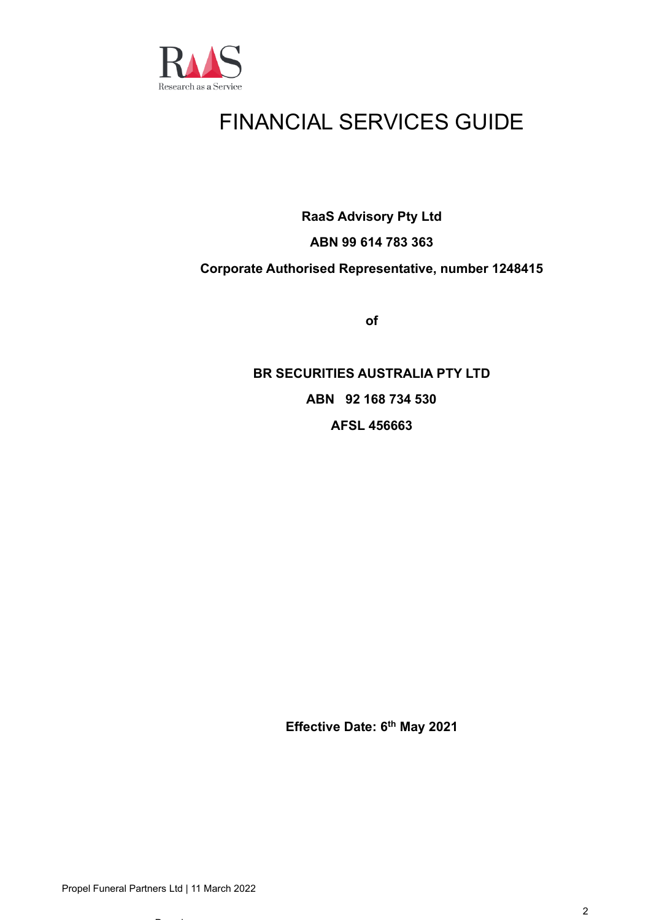# FINANCIAL SERVICES GUIDE

**RaaS Advisory Pty Ltd**

**ABN 99 614 783 363**

**Corporate Authorised Representative, number 1248415**

**of**

**BR SECURITIES AUSTRALIA PTY LTD**

**ABN 92 168 734 530**

**AFSL 456663**

**Effective Date: 6th May 2021**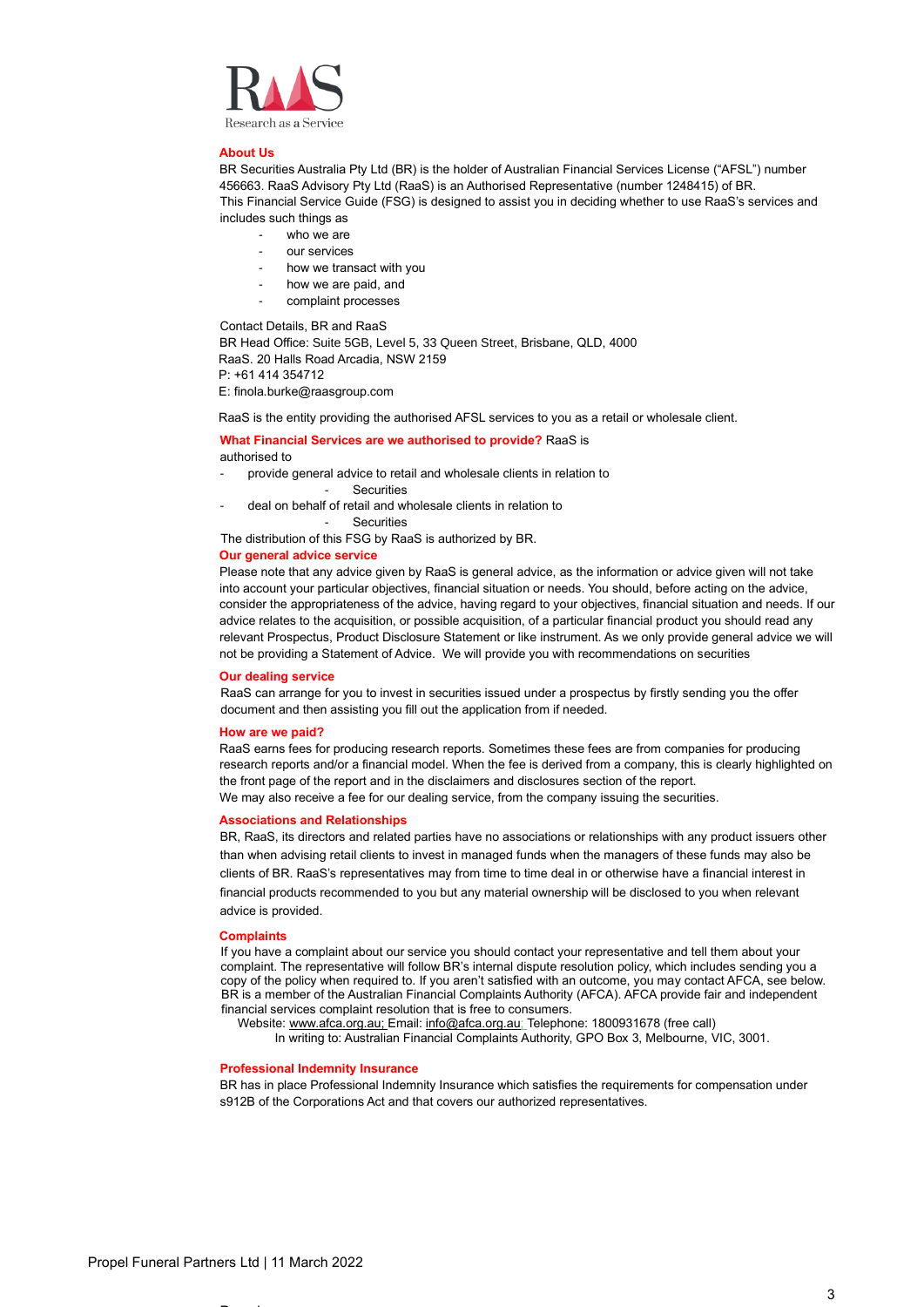## About Us

BR Securities Australia Pty Ltd (BR) is the holder of Australian Financial Services License ("AFSL") number 456663. RaaS Advisory Pty Ltd (RaaS) is an Authorised Representative (number 1248415) of BR.
This Financial Service Guide (FSG) is designed to assist you in deciding whether to use RaaS's services and includes such things as

- who we are
- our services
- how we transact with you
- how we are paid, and
- complaint processes

Contact Details, BR and RaaS
BR Head Office: Suite 5GB, Level 5, 33 Queen Street, Brisbane, QLD, 4000
RaaS. 20 Halls Road Arcadia, NSW 2159
P: +61 414 354712
E: finola.burke@raasgroup.com

RaaS is the entity providing the authorised AFSL services to you as a retail or wholesale client.

## What Financial Services are we authorised to provide?

RaaS is authorised to

- provide general advice to retail and wholesale clients in relation to
  - Securities
- deal on behalf of retail and wholesale clients in relation to
  - Securities

The distribution of this FSG by RaaS is authorized by BR.

## Our general advice service

Please note that any advice given by RaaS is general advice, as the information or advice given will not take into account your particular objectives, financial situation or needs. You should, before acting on the advice, consider the appropriateness of the advice, having regard to your objectives, financial situation and needs. If our advice relates to the acquisition, or possible acquisition, of a particular financial product you should read any relevant Prospectus, Product Disclosure Statement or like instrument. As we only provide general advice we will not be providing a Statement of Advice. We will provide you with recommendations on securities

## Our dealing service

RaaS can arrange for you to invest in securities issued under a prospectus by firstly sending you the offer document and then assisting you fill out the application from if needed.

## How are we paid?

RaaS earns fees for producing research reports. Sometimes these fees are from companies for producing research reports and/or a financial model. When the fee is derived from a company, this is clearly highlighted on the front page of the report and in the disclaimers and disclosures section of the report.
We may also receive a fee for our dealing service, from the company issuing the securities.

## Associations and Relationships

BR, RaaS, its directors and related parties have no associations or relationships with any product issuers other than when advising retail clients to invest in managed funds when the managers of these funds may also be clients of BR. RaaS's representatives may from time to time deal in or otherwise have a financial interest in financial products recommended to you but any material ownership will be disclosed to you when relevant advice is provided.

## Complaints

If you have a complaint about our service you should contact your representative and tell them about your complaint. The representative will follow BR's internal dispute resolution policy, which includes sending you a copy of the policy when required to. If you aren't satisfied with an outcome, you may contact AFCA, see below. BR is a member of the Australian Financial Complaints Authority (AFCA). AFCA provide fair and independent financial services complaint resolution that is free to consumers.
Website: www.afca.org.au; Email: info@afca.org.au; Telephone: 1800931678 (free call)
In writing to: Australian Financial Complaints Authority, GPO Box 3, Melbourne, VIC, 3001.

## Professional Indemnity Insurance

BR has in place Professional Indemnity Insurance which satisfies the requirements for compensation under s912B of the Corporations Act and that covers our authorized representatives.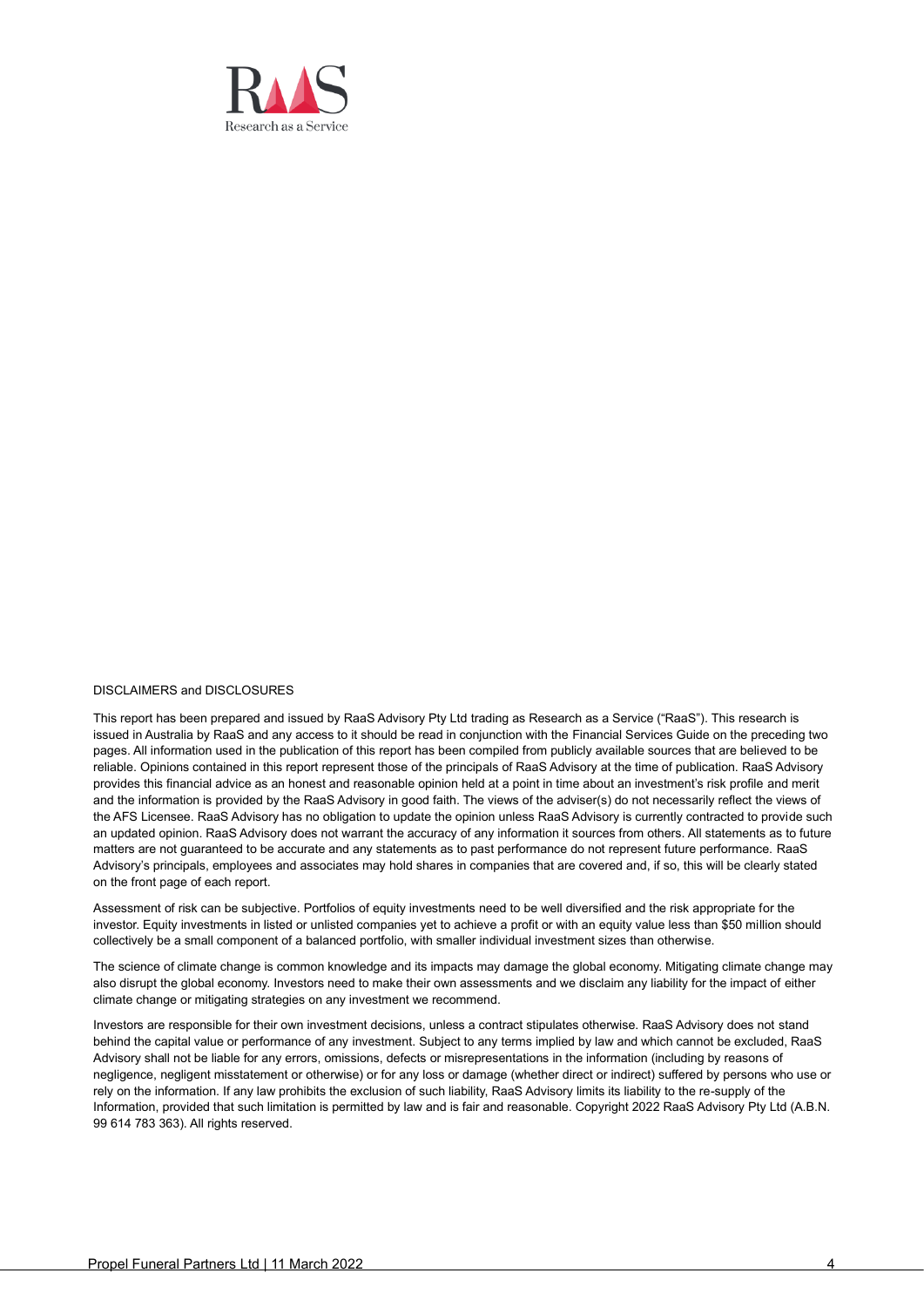DISCLAIMERS and DISCLOSURES

This report has been prepared and issued by RaaS Advisory Pty Ltd trading as Research as a Service ("RaaS"). This research is issued in Australia by RaaS and any access to it should be read in conjunction with the Financial Services Guide on the preceding two pages. All information used in the publication of this report has been compiled from publicly available sources that are believed to be reliable. Opinions contained in this report represent those of the principals of RaaS Advisory at the time of publication. RaaS Advisory provides this financial advice as an honest and reasonable opinion held at a point in time about an investment's risk profile and merit and the information is provided by the RaaS Advisory in good faith. The views of the adviser(s) do not necessarily reflect the views of the AFS Licensee. RaaS Advisory has no obligation to update the opinion unless RaaS Advisory is currently contracted to provide such an updated opinion. RaaS Advisory does not warrant the accuracy of any information it sources from others. All statements as to future matters are not guaranteed to be accurate and any statements as to past performance do not represent future performance. RaaS Advisory's principals, employees and associates may hold shares in companies that are covered and, if so, this will be clearly stated on the front page of each report.

Assessment of risk can be subjective. Portfolios of equity investments need to be well diversified and the risk appropriate for the investor. Equity investments in listed or unlisted companies yet to achieve a profit or with an equity value less than $50 million should collectively be a small component of a balanced portfolio, with smaller individual investment sizes than otherwise.

The science of climate change is common knowledge and its impacts may damage the global economy. Mitigating climate change may also disrupt the global economy. Investors need to make their own assessments and we disclaim any liability for the impact of either climate change or mitigating strategies on any investment we recommend.

Investors are responsible for their own investment decisions, unless a contract stipulates otherwise. RaaS Advisory does not stand behind the capital value or performance of any investment. Subject to any terms implied by law and which cannot be excluded, RaaS Advisory shall not be liable for any errors, omissions, defects or misrepresentations in the information (including by reasons of negligence, negligent misstatement or otherwise) or for any loss or damage (whether direct or indirect) suffered by persons who use or rely on the information. If any law prohibits the exclusion of such liability, RaaS Advisory limits its liability to the re-supply of the Information, provided that such limitation is permitted by law and is fair and reasonable. Copyright 2022 RaaS Advisory Pty Ltd (A.B.N. 99 614 783 363). All rights reserved.